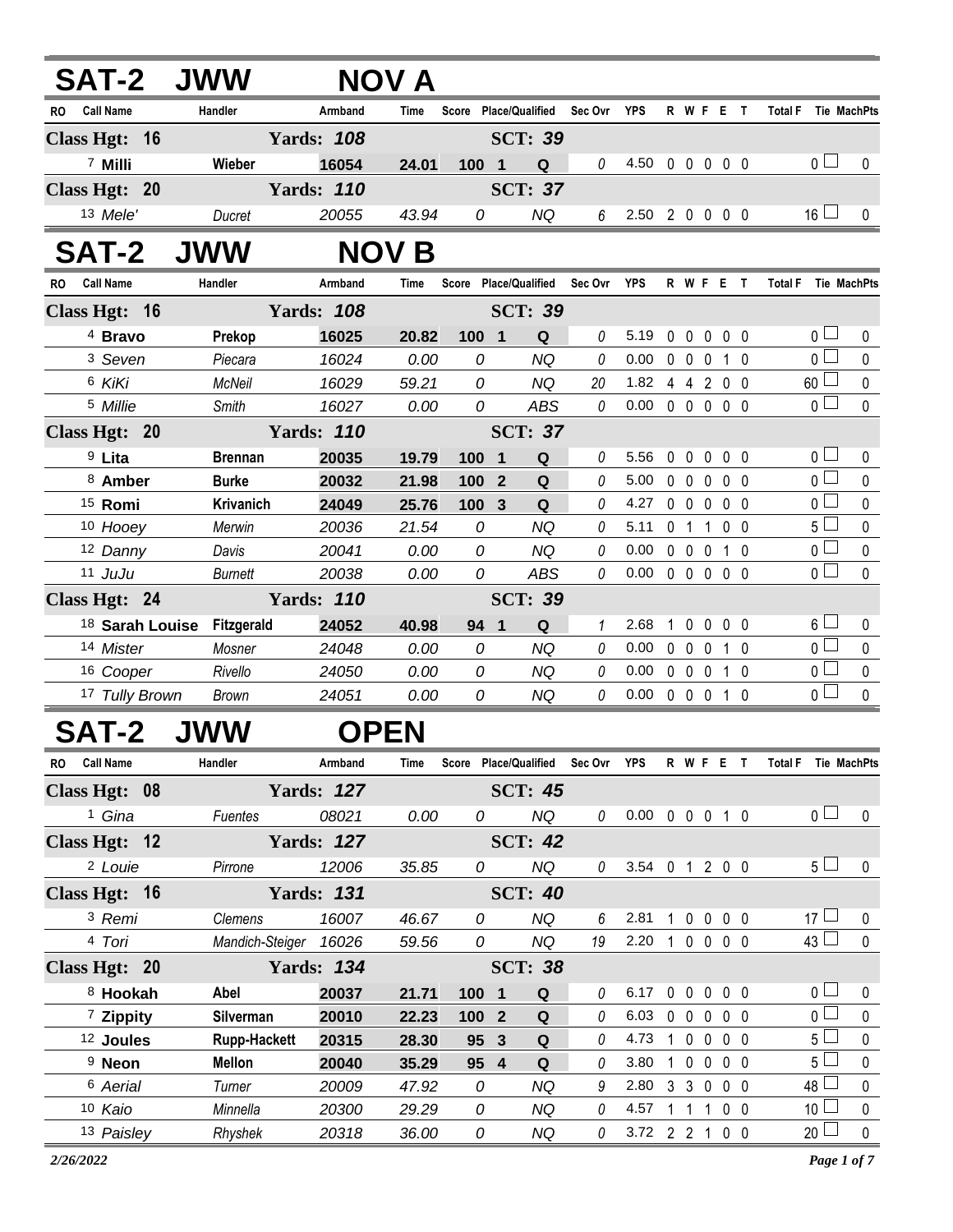## SAT-2 JWW NOV A

| RO | Call Name | Handler | Armband | Time | Score | Place/Qualified | | Sec Ovr | YPS | R | W | F | E | T | Total F | Tie | MachPts |
|---|---|---|---|---|---|---|---|---|---|---|---|---|---|---|---|---|---|
| **Class Hgt: 16** | | **Yards: 108** | | | | **SCT: 39** | | | | | | | | | | | |
| 7 | **Milli** | **Wieber** | **16054** | **24.01** | **100** | **1** | **Q** | 0 | 4.50 | 0 | 0 | 0 | 0 | 0 | 0 | ☐ | 0 |
| **Class Hgt: 20** | | **Yards: 110** | | | | **SCT: 37** | | | | | | | | | | | |
| 13 | *Mele'* | *Ducret* | *20055* | *43.94* | *0* | | *NQ* | 6 | 2.50 | 2 | 0 | 0 | 0 | 0 | 16 | ☐ | 0 |

## SAT-2 JWW NOV B

| RO | Call Name | Handler | Armband | Time | Score | Place/Qualified | | Sec Ovr | YPS | R | W | F | E | T | Total F | Tie | MachPts |
|---|---|---|---|---|---|---|---|---|---|---|---|---|---|---|---|---|---|
| **Class Hgt: 16** | | **Yards: 108** | | | | **SCT: 39** | | | | | | | | | | | |
| 4 | **Bravo** | **Prekop** | **16025** | **20.82** | **100** | **1** | **Q** | 0 | 5.19 | 0 | 0 | 0 | 0 | 0 | 0 | ☐ | 0 |
| 3 | *Seven* | *Piecara* | *16024* | *0.00* | *0* | | *NQ* | 0 | 0.00 | 0 | 0 | 0 | 1 | 0 | 0 | ☐ | 0 |
| 6 | *KiKi* | *McNeil* | *16029* | *59.21* | *0* | | *NQ* | 20 | 1.82 | 4 | 4 | 2 | 0 | 0 | 60 | ☐ | 0 |
| 5 | *Millie* | *Smith* | *16027* | *0.00* | *0* | | *ABS* | 0 | 0.00 | 0 | 0 | 0 | 0 | 0 | 0 | ☐ | 0 |
| **Class Hgt: 20** | | **Yards: 110** | | | | **SCT: 37** | | | | | | | | | | | |
| 9 | **Lita** | **Brennan** | **20035** | **19.79** | **100** | **1** | **Q** | 0 | 5.56 | 0 | 0 | 0 | 0 | 0 | 0 | ☐ | 0 |
| 8 | **Amber** | **Burke** | **20032** | **21.98** | **100** | **2** | **Q** | 0 | 5.00 | 0 | 0 | 0 | 0 | 0 | 0 | ☐ | 0 |
| 15 | **Romi** | **Krivanich** | **24049** | **25.76** | **100** | **3** | **Q** | 0 | 4.27 | 0 | 0 | 0 | 0 | 0 | 0 | ☐ | 0 |
| 10 | *Hooey* | *Merwin* | *20036* | *21.54* | *0* | | *NQ* | 0 | 5.11 | 0 | 1 | 1 | 0 | 0 | 5 | ☐ | 0 |
| 12 | *Danny* | *Davis* | *20041* | *0.00* | *0* | | *NQ* | 0 | 0.00 | 0 | 0 | 0 | 1 | 0 | 0 | ☐ | 0 |
| 11 | *JuJu* | *Burnett* | *20038* | *0.00* | *0* | | *ABS* | 0 | 0.00 | 0 | 0 | 0 | 0 | 0 | 0 | ☐ | 0 |
| **Class Hgt: 24** | | **Yards: 110** | | | | **SCT: 39** | | | | | | | | | | | |
| 18 | **Sarah Louise** | **Fitzgerald** | **24052** | **40.98** | **94** | **1** | **Q** | 1 | 2.68 | 1 | 0 | 0 | 0 | 0 | 6 | ☐ | 0 |
| 14 | *Mister* | *Mosner* | *24048* | *0.00* | *0* | | *NQ* | 0 | 0.00 | 0 | 0 | 0 | 1 | 0 | 0 | ☐ | 0 |
| 16 | *Cooper* | *Rivello* | *24050* | *0.00* | *0* | | *NQ* | 0 | 0.00 | 0 | 0 | 0 | 1 | 0 | 0 | ☐ | 0 |
| 17 | *Tully Brown* | *Brown* | *24051* | *0.00* | *0* | | *NQ* | 0 | 0.00 | 0 | 0 | 0 | 1 | 0 | 0 | ☐ | 0 |

## SAT-2 JWW OPEN

| RO | Call Name | Handler | Armband | Time | Score | Place/Qualified | | Sec Ovr | YPS | R | W | F | E | T | Total F | Tie | MachPts |
|---|---|---|---|---|---|---|---|---|---|---|---|---|---|---|---|---|---|
| **Class Hgt: 08** | | **Yards: 127** | | | | **SCT: 45** | | | | | | | | | | | |
| 1 | *Gina* | *Fuentes* | *08021* | *0.00* | *0* | | *NQ* | 0 | 0.00 | 0 | 0 | 0 | 1 | 0 | 0 | ☐ | 0 |
| **Class Hgt: 12** | | **Yards: 127** | | | | **SCT: 42** | | | | | | | | | | | |
| 2 | *Louie* | *Pirrone* | *12006* | *35.85* | *0* | | *NQ* | 0 | 3.54 | 0 | 1 | 2 | 0 | 0 | 5 | ☐ | 0 |
| **Class Hgt: 16** | | **Yards: 131** | | | | **SCT: 40** | | | | | | | | | | | |
| 3 | *Remi* | *Clemens* | *16007* | *46.67* | *0* | | *NQ* | 6 | 2.81 | 1 | 0 | 0 | 0 | 0 | 17 | ☐ | 0 |
| 4 | *Tori* | *Mandich-Steiger* | *16026* | *59.56* | *0* | | *NQ* | 19 | 2.20 | 1 | 0 | 0 | 0 | 0 | 43 | ☐ | 0 |
| **Class Hgt: 20** | | **Yards: 134** | | | | **SCT: 38** | | | | | | | | | | | |
| 8 | **Hookah** | **Abel** | **20037** | **21.71** | **100** | **1** | **Q** | 0 | 6.17 | 0 | 0 | 0 | 0 | 0 | 0 | ☐ | 0 |
| 7 | **Zippity** | **Silverman** | **20010** | **22.23** | **100** | **2** | **Q** | 0 | 6.03 | 0 | 0 | 0 | 0 | 0 | 0 | ☐ | 0 |
| 12 | **Joules** | **Rupp-Hackett** | **20315** | **28.30** | **95** | **3** | **Q** | 0 | 4.73 | 1 | 0 | 0 | 0 | 0 | 5 | ☐ | 0 |
| 9 | **Neon** | **Mellon** | **20040** | **35.29** | **95** | **4** | **Q** | 0 | 3.80 | 1 | 0 | 0 | 0 | 0 | 5 | ☐ | 0 |
| 6 | *Aerial* | *Turner* | *20009* | *47.92* | *0* | | *NQ* | 9 | 2.80 | 3 | 3 | 0 | 0 | 0 | 48 | ☐ | 0 |
| 10 | *Kaio* | *Minnella* | *20300* | *29.29* | *0* | | *NQ* | 0 | 4.57 | 1 | 1 | 1 | 0 | 0 | 10 | ☐ | 0 |
| 13 | *Paisley* | *Rhyshek* | *20318* | *36.00* | *0* | | *NQ* | 0 | 3.72 | 2 | 2 | 1 | 0 | 0 | 20 | ☐ | 0 |

*2/26/2022*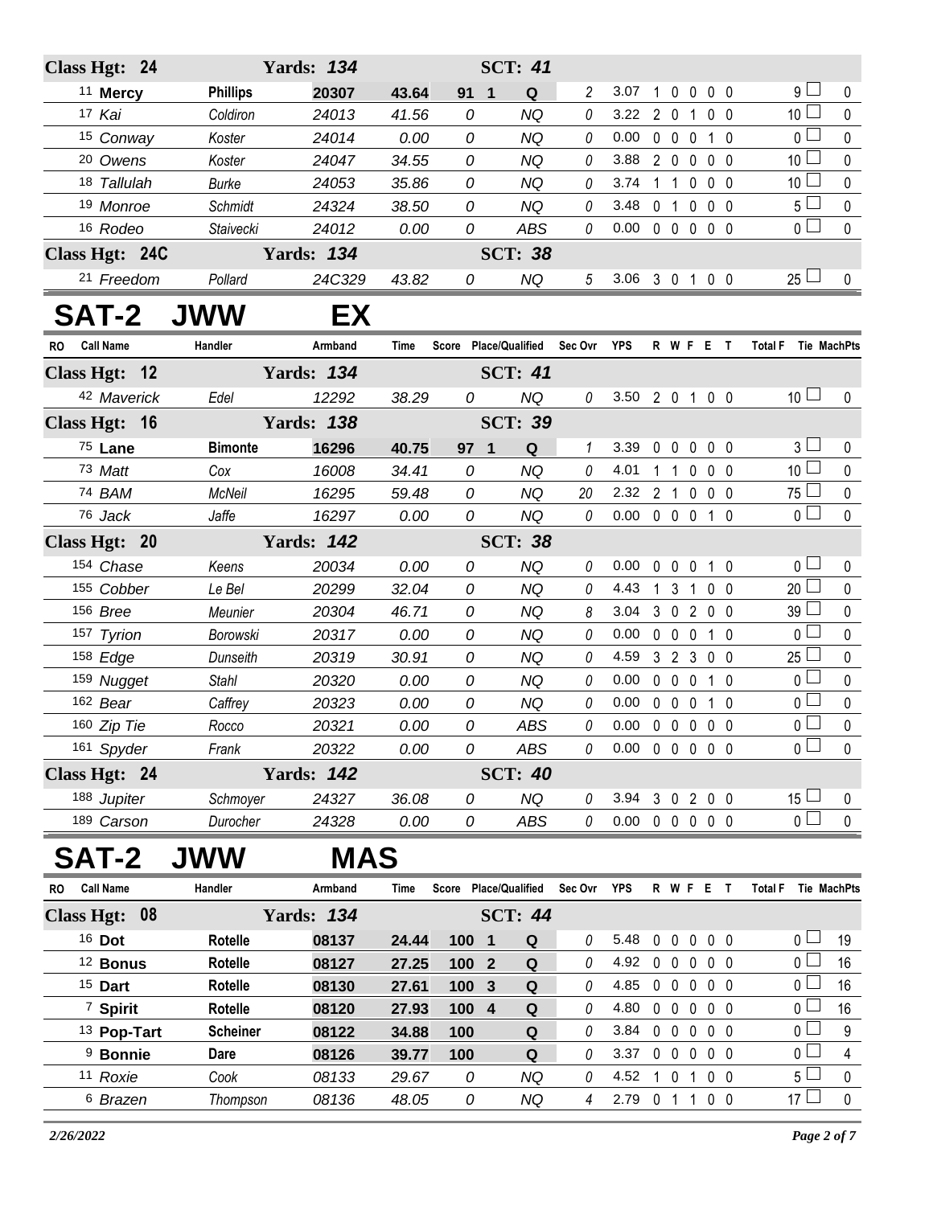| RO | Call Name | Handler | Armband | Time | Score | Place/Qualified | | Sec Ovr | YPS | R | W | F | E | T | Total F | Tie | MachPts |
|---|---|---|---|---|---|---|---|---|---|---|---|---|---|---|---|---|---|
| **Class Hgt: 24** | | **Yards: 134** | | | | **SCT: 41** | | | | | | | | | | | |
| 11 | **Mercy** | **Phillips** | **20307** | **43.64** | **91** | **1** | **Q** | 2 | 3.07 | 1 | 0 | 0 | 0 | 0 | 9 | | 0 |
| 17 | *Kai* | *Coldiron* | *24013* | *41.56* | *0* | | *NQ* | 0 | 3.22 | 2 | 0 | 1 | 0 | 0 | 10 | | 0 |
| 15 | *Conway* | *Koster* | *24014* | *0.00* | *0* | | *NQ* | 0 | 0.00 | 0 | 0 | 0 | 1 | 0 | 0 | | 0 |
| 20 | *Owens* | *Koster* | *24047* | *34.55* | *0* | | *NQ* | 0 | 3.88 | 2 | 0 | 0 | 0 | 0 | 10 | | 0 |
| 18 | *Tallulah* | *Burke* | *24053* | *35.86* | *0* | | *NQ* | 0 | 3.74 | 1 | 1 | 0 | 0 | 0 | 10 | | 0 |
| 19 | *Monroe* | *Schmidt* | *24324* | *38.50* | *0* | | *NQ* | 0 | 3.48 | 0 | 1 | 0 | 0 | 0 | 5 | | 0 |
| 16 | *Rodeo* | *Staivecki* | *24012* | *0.00* | *0* | | *ABS* | 0 | 0.00 | 0 | 0 | 0 | 0 | 0 | 0 | | 0 |
| **Class Hgt: 24C** | | **Yards: 134** | | | | **SCT: 38** | | | | | | | | | | | |
| 21 | *Freedom* | *Pollard* | *24C329* | *43.82* | *0* | | *NQ* | 5 | 3.06 | 3 | 0 | 1 | 0 | 0 | 25 | | 0 |

# SAT-2 JWW EX

| RO | Call Name | Handler | Armband | Time | Score | Place/Qualified | | Sec Ovr | YPS | R | W | F | E | T | Total F | Tie | MachPts |
|---|---|---|---|---|---|---|---|---|---|---|---|---|---|---|---|---|---|
| **Class Hgt: 12** | | **Yards: 134** | | | | **SCT: 41** | | | | | | | | | | | |
| 42 | *Maverick* | *Edel* | *12292* | *38.29* | *0* | | *NQ* | 0 | 3.50 | 2 | 0 | 1 | 0 | 0 | 10 | | 0 |
| **Class Hgt: 16** | | **Yards: 138** | | | | **SCT: 39** | | | | | | | | | | | |
| 75 | **Lane** | **Bimonte** | **16296** | **40.75** | **97** | **1** | **Q** | 1 | 3.39 | 0 | 0 | 0 | 0 | 0 | 3 | | 0 |
| 73 | *Matt* | *Cox* | *16008* | *34.41* | *0* | | *NQ* | 0 | 4.01 | 1 | 1 | 0 | 0 | 0 | 10 | | 0 |
| 74 | *BAM* | *McNeil* | *16295* | *59.48* | *0* | | *NQ* | 20 | 2.32 | 2 | 1 | 0 | 0 | 0 | 75 | | 0 |
| 76 | *Jack* | *Jaffe* | *16297* | *0.00* | *0* | | *NQ* | 0 | 0.00 | 0 | 0 | 0 | 1 | 0 | 0 | | 0 |
| **Class Hgt: 20** | | **Yards: 142** | | | | **SCT: 38** | | | | | | | | | | | |
| 154 | *Chase* | *Keens* | *20034* | *0.00* | *0* | | *NQ* | 0 | 0.00 | 0 | 0 | 0 | 1 | 0 | 0 | | 0 |
| 155 | *Cobber* | *Le Bel* | *20299* | *32.04* | *0* | | *NQ* | 0 | 4.43 | 1 | 3 | 1 | 0 | 0 | 20 | | 0 |
| 156 | *Bree* | *Meunier* | *20304* | *46.71* | *0* | | *NQ* | 8 | 3.04 | 3 | 0 | 2 | 0 | 0 | 39 | | 0 |
| 157 | *Tyrion* | *Borowski* | *20317* | *0.00* | *0* | | *NQ* | 0 | 0.00 | 0 | 0 | 0 | 1 | 0 | 0 | | 0 |
| 158 | *Edge* | *Dunseith* | *20319* | *30.91* | *0* | | *NQ* | 0 | 4.59 | 3 | 2 | 3 | 0 | 0 | 25 | | 0 |
| 159 | *Nugget* | *Stahl* | *20320* | *0.00* | *0* | | *NQ* | 0 | 0.00 | 0 | 0 | 0 | 1 | 0 | 0 | | 0 |
| 162 | *Bear* | *Caffrey* | *20323* | *0.00* | *0* | | *NQ* | 0 | 0.00 | 0 | 0 | 0 | 1 | 0 | 0 | | 0 |
| 160 | *Zip Tie* | *Rocco* | *20321* | *0.00* | *0* | | *ABS* | 0 | 0.00 | 0 | 0 | 0 | 0 | 0 | 0 | | 0 |
| 161 | *Spyder* | *Frank* | *20322* | *0.00* | *0* | | *ABS* | 0 | 0.00 | 0 | 0 | 0 | 0 | 0 | 0 | | 0 |
| **Class Hgt: 24** | | **Yards: 142** | | | | **SCT: 40** | | | | | | | | | | | |
| 188 | *Jupiter* | *Schmoyer* | *24327* | *36.08* | *0* | | *NQ* | 0 | 3.94 | 3 | 0 | 2 | 0 | 0 | 15 | | 0 |
| 189 | *Carson* | *Durocher* | *24328* | *0.00* | *0* | | *ABS* | 0 | 0.00 | 0 | 0 | 0 | 0 | 0 | 0 | | 0 |

# SAT-2 JWW MAS

| RO | Call Name | Handler | Armband | Time | Score | Place/Qualified | | Sec Ovr | YPS | R | W | F | E | T | Total F | Tie | MachPts |
|---|---|---|---|---|---|---|---|---|---|---|---|---|---|---|---|---|---|
| **Class Hgt: 08** | | **Yards: 134** | | | | **SCT: 44** | | | | | | | | | | | |
| 16 | **Dot** | **Rotelle** | **08137** | **24.44** | **100** | **1** | **Q** | 0 | 5.48 | 0 | 0 | 0 | 0 | 0 | 0 | | 19 |
| 12 | **Bonus** | **Rotelle** | **08127** | **27.25** | **100** | **2** | **Q** | 0 | 4.92 | 0 | 0 | 0 | 0 | 0 | 0 | | 16 |
| 15 | **Dart** | **Rotelle** | **08130** | **27.61** | **100** | **3** | **Q** | 0 | 4.85 | 0 | 0 | 0 | 0 | 0 | 0 | | 16 |
| 7 | **Spirit** | **Rotelle** | **08120** | **27.93** | **100** | **4** | **Q** | 0 | 4.80 | 0 | 0 | 0 | 0 | 0 | 0 | | 16 |
| 13 | **Pop-Tart** | **Scheiner** | **08122** | **34.88** | **100** | | **Q** | 0 | 3.84 | 0 | 0 | 0 | 0 | 0 | 0 | | 9 |
| 9 | **Bonnie** | **Dare** | **08126** | **39.77** | **100** | | **Q** | 0 | 3.37 | 0 | 0 | 0 | 0 | 0 | 0 | | 4 |
| 11 | *Roxie* | *Cook* | *08133* | *29.67* | *0* | | *NQ* | 0 | 4.52 | 1 | 0 | 1 | 0 | 0 | 5 | | 0 |
| 6 | *Brazen* | *Thompson* | *08136* | *48.05* | *0* | | *NQ* | 4 | 2.79 | 0 | 1 | 1 | 0 | 0 | 17 | | 0 |

*2/26/2022*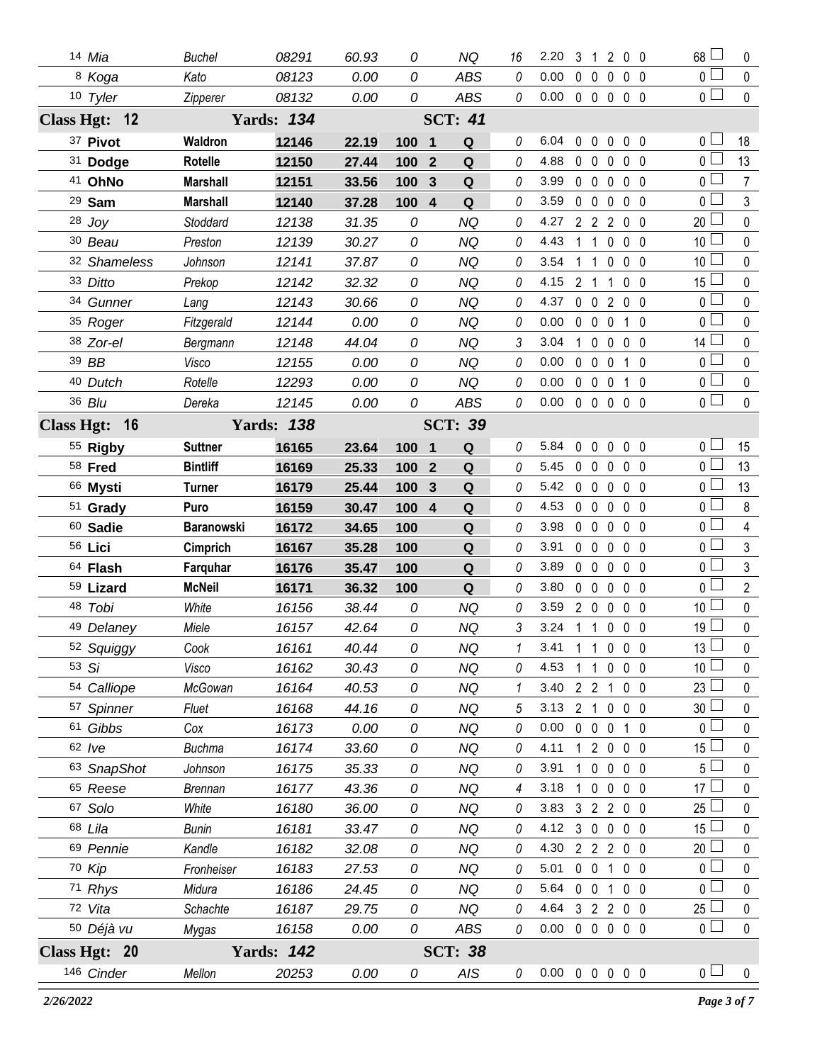| # | Dog | Handler | Reg | Time | Score | Place | Q | Time Flts | YPS | Faults | | | | | Total Flts | Pts |
|---|---|---|---|---|---|---|---|---|---|---|---|---|---|---|---|---|
| 14 | *Mia* | *Buchel* | *08291* | *60.93* | *0* | | *NQ* | *16* | 2.20 | 3 | 1 | 2 | 0 | 0 | 68 | 0 |
| 8 | *Koga* | *Kato* | *08123* | *0.00* | *0* | | *ABS* | *0* | 0.00 | 0 | 0 | 0 | 0 | 0 | 0 | 0 |
| 10 | *Tyler* | *Zipperer* | *08132* | *0.00* | *0* | | *ABS* | *0* | 0.00 | 0 | 0 | 0 | 0 | 0 | 0 | 0 |
| **Class Hgt: 12** | | **Yards: 134** | | | | **SCT: 41** | | | | | | | | | | |
| 37 | **Pivot** | **Waldron** | **12146** | **22.19** | **100** | **1** | **Q** | 0 | 6.04 | 0 | 0 | 0 | 0 | 0 | 0 | 18 |
| 31 | **Dodge** | **Rotelle** | **12150** | **27.44** | **100** | **2** | **Q** | 0 | 4.88 | 0 | 0 | 0 | 0 | 0 | 0 | 13 |
| 41 | **OhNo** | **Marshall** | **12151** | **33.56** | **100** | **3** | **Q** | 0 | 3.99 | 0 | 0 | 0 | 0 | 0 | 0 | 7 |
| 29 | **Sam** | **Marshall** | **12140** | **37.28** | **100** | **4** | **Q** | 0 | 3.59 | 0 | 0 | 0 | 0 | 0 | 0 | 3 |
| 28 | *Joy* | *Stoddard* | *12138* | *31.35* | *0* | | *NQ* | *0* | 4.27 | 2 | 2 | 2 | 0 | 0 | 20 | 0 |
| 30 | *Beau* | *Preston* | *12139* | *30.27* | *0* | | *NQ* | *0* | 4.43 | 1 | 1 | 0 | 0 | 0 | 10 | 0 |
| 32 | *Shameless* | *Johnson* | *12141* | *37.87* | *0* | | *NQ* | *0* | 3.54 | 1 | 1 | 0 | 0 | 0 | 10 | 0 |
| 33 | *Ditto* | *Prekop* | *12142* | *32.32* | *0* | | *NQ* | *0* | 4.15 | 2 | 1 | 1 | 0 | 0 | 15 | 0 |
| 34 | *Gunner* | *Lang* | *12143* | *30.66* | *0* | | *NQ* | *0* | 4.37 | 0 | 0 | 2 | 0 | 0 | 0 | 0 |
| 35 | *Roger* | *Fitzgerald* | *12144* | *0.00* | *0* | | *NQ* | *0* | 0.00 | 0 | 0 | 0 | 1 | 0 | 0 | 0 |
| 38 | *Zor-el* | *Bergmann* | *12148* | *44.04* | *0* | | *NQ* | *3* | 3.04 | 1 | 0 | 0 | 0 | 0 | 14 | 0 |
| 39 | *BB* | *Visco* | *12155* | *0.00* | *0* | | *NQ* | *0* | 0.00 | 0 | 0 | 0 | 1 | 0 | 0 | 0 |
| 40 | *Dutch* | *Rotelle* | *12293* | *0.00* | *0* | | *NQ* | *0* | 0.00 | 0 | 0 | 0 | 1 | 0 | 0 | 0 |
| 36 | *Blu* | *Dereka* | *12145* | *0.00* | *0* | | *ABS* | *0* | 0.00 | 0 | 0 | 0 | 0 | 0 | 0 | 0 |
| **Class Hgt: 16** | | **Yards: 138** | | | | **SCT: 39** | | | | | | | | | | |
| 55 | **Rigby** | **Suttner** | **16165** | **23.64** | **100** | **1** | **Q** | 0 | 5.84 | 0 | 0 | 0 | 0 | 0 | 0 | 15 |
| 58 | **Fred** | **Bintliff** | **16169** | **25.33** | **100** | **2** | **Q** | 0 | 5.45 | 0 | 0 | 0 | 0 | 0 | 0 | 13 |
| 66 | **Mysti** | **Turner** | **16179** | **25.44** | **100** | **3** | **Q** | 0 | 5.42 | 0 | 0 | 0 | 0 | 0 | 0 | 13 |
| 51 | **Grady** | **Puro** | **16159** | **30.47** | **100** | **4** | **Q** | 0 | 4.53 | 0 | 0 | 0 | 0 | 0 | 0 | 8 |
| 60 | **Sadie** | **Baranowski** | **16172** | **34.65** | **100** | | **Q** | 0 | 3.98 | 0 | 0 | 0 | 0 | 0 | 0 | 4 |
| 56 | **Lici** | **Cimprich** | **16167** | **35.28** | **100** | | **Q** | 0 | 3.91 | 0 | 0 | 0 | 0 | 0 | 0 | 3 |
| 64 | **Flash** | **Farquhar** | **16176** | **35.47** | **100** | | **Q** | 0 | 3.89 | 0 | 0 | 0 | 0 | 0 | 0 | 3 |
| 59 | **Lizard** | **McNeil** | **16171** | **36.32** | **100** | | **Q** | 0 | 3.80 | 0 | 0 | 0 | 0 | 0 | 0 | 2 |
| 48 | *Tobi* | *White* | *16156* | *38.44* | *0* | | *NQ* | *0* | 3.59 | 2 | 0 | 0 | 0 | 0 | 10 | 0 |
| 49 | *Delaney* | *Miele* | *16157* | *42.64* | *0* | | *NQ* | *3* | 3.24 | 1 | 1 | 0 | 0 | 0 | 19 | 0 |
| 52 | *Squiggy* | *Cook* | *16161* | *40.44* | *0* | | *NQ* | *1* | 3.41 | 1 | 1 | 0 | 0 | 0 | 13 | 0 |
| 53 | *Si* | *Visco* | *16162* | *30.43* | *0* | | *NQ* | *0* | 4.53 | 1 | 1 | 0 | 0 | 0 | 10 | 0 |
| 54 | *Calliope* | *McGowan* | *16164* | *40.53* | *0* | | *NQ* | *1* | 3.40 | 2 | 2 | 1 | 0 | 0 | 23 | 0 |
| 57 | *Spinner* | *Fluet* | *16168* | *44.16* | *0* | | *NQ* | *5* | 3.13 | 2 | 1 | 0 | 0 | 0 | 30 | 0 |
| 61 | *Gibbs* | *Cox* | *16173* | *0.00* | *0* | | *NQ* | *0* | 0.00 | 0 | 0 | 0 | 1 | 0 | 0 | 0 |
| 62 | *Ive* | *Buchma* | *16174* | *33.60* | *0* | | *NQ* | *0* | 4.11 | 1 | 2 | 0 | 0 | 0 | 15 | 0 |
| 63 | *SnapShot* | *Johnson* | *16175* | *35.33* | *0* | | *NQ* | *0* | 3.91 | 1 | 0 | 0 | 0 | 0 | 5 | 0 |
| 65 | *Reese* | *Brennan* | *16177* | *43.36* | *0* | | *NQ* | *4* | 3.18 | 1 | 0 | 0 | 0 | 0 | 17 | 0 |
| 67 | *Solo* | *White* | *16180* | *36.00* | *0* | | *NQ* | *0* | 3.83 | 3 | 2 | 2 | 0 | 0 | 25 | 0 |
| 68 | *Lila* | *Bunin* | *16181* | *33.47* | *0* | | *NQ* | *0* | 4.12 | 3 | 0 | 0 | 0 | 0 | 15 | 0 |
| 69 | *Pennie* | *Kandle* | *16182* | *32.08* | *0* | | *NQ* | *0* | 4.30 | 2 | 2 | 2 | 0 | 0 | 20 | 0 |
| 70 | *Kip* | *Fronheiser* | *16183* | *27.53* | *0* | | *NQ* | *0* | 5.01 | 0 | 0 | 1 | 0 | 0 | 0 | 0 |
| 71 | *Rhys* | *Midura* | *16186* | *24.45* | *0* | | *NQ* | *0* | 5.64 | 0 | 0 | 1 | 0 | 0 | 0 | 0 |
| 72 | *Vita* | *Schachte* | *16187* | *29.75* | *0* | | *NQ* | *0* | 4.64 | 3 | 2 | 2 | 0 | 0 | 25 | 0 |
| 50 | *Déjà vu* | *Mygas* | *16158* | *0.00* | *0* | | *ABS* | *0* | 0.00 | 0 | 0 | 0 | 0 | 0 | 0 | 0 |
| **Class Hgt: 20** | | **Yards: 142** | | | | **SCT: 38** | | | | | | | | | | |
| 146 | *Cinder* | *Mellon* | *20253* | *0.00* | *0* | | *AIS* | *0* | 0.00 | 0 | 0 | 0 | 0 | 0 | 0 | 0 |

*2/26/2022*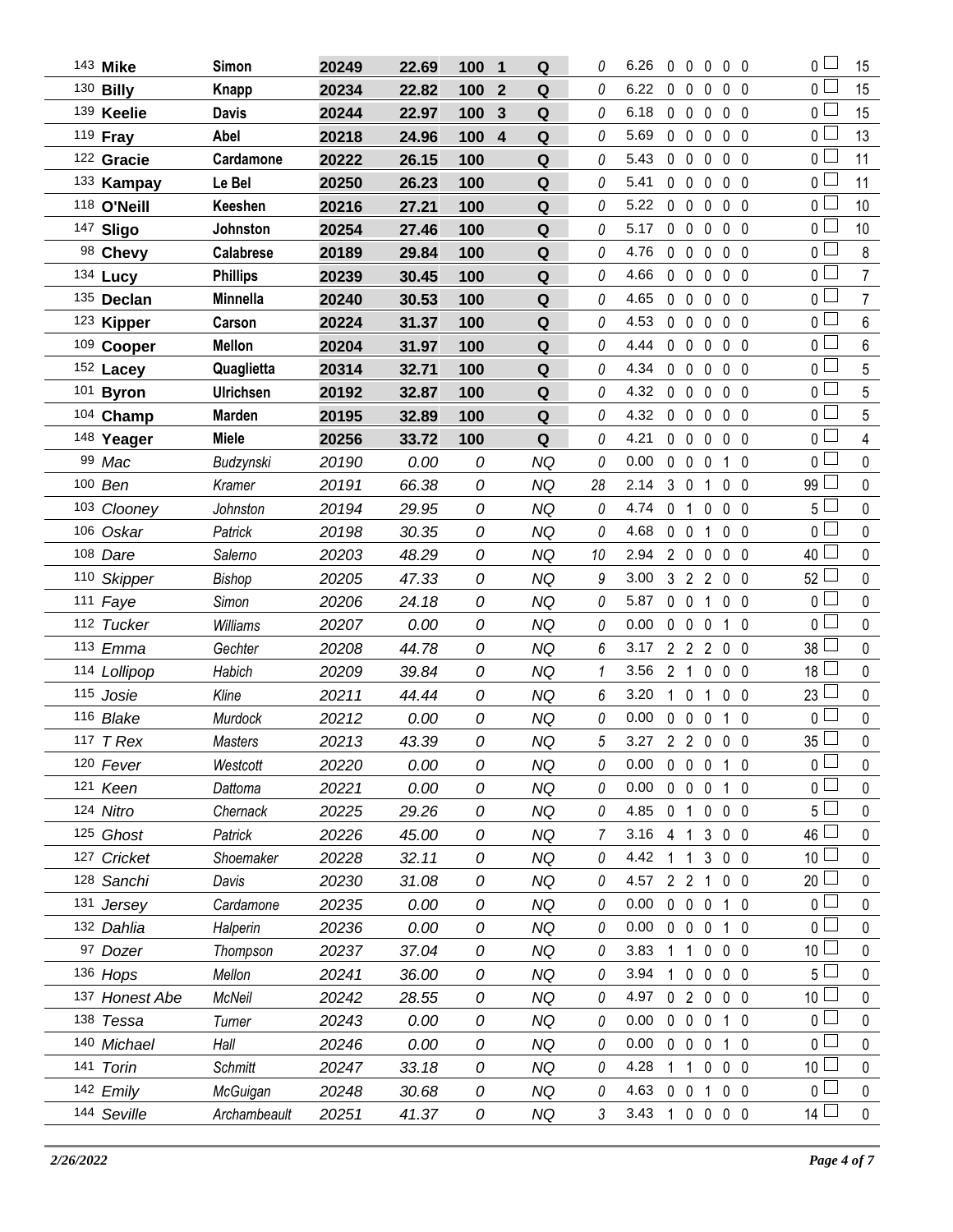| | | | | | | | | | | | | | | | | |
|---|---|---|---|---|---|---|---|---|---|---|---|---|---|---|---|---|
| 143 | **Mike** | **Simon** | **20249** | **22.69** | **100** | **1** | **Q** | 0 | 6.26 | 0 | 0 | 0 | 0 | 0 | 0 ☐ | 15 |
| 130 | **Billy** | **Knapp** | **20234** | **22.82** | **100** | **2** | **Q** | 0 | 6.22 | 0 | 0 | 0 | 0 | 0 | 0 ☐ | 15 |
| 139 | **Keelie** | **Davis** | **20244** | **22.97** | **100** | **3** | **Q** | 0 | 6.18 | 0 | 0 | 0 | 0 | 0 | 0 ☐ | 15 |
| 119 | **Fray** | **Abel** | **20218** | **24.96** | **100** | **4** | **Q** | 0 | 5.69 | 0 | 0 | 0 | 0 | 0 | 0 ☐ | 13 |
| 122 | **Gracie** | **Cardamone** | **20222** | **26.15** | **100** | | **Q** | 0 | 5.43 | 0 | 0 | 0 | 0 | 0 | 0 ☐ | 11 |
| 133 | **Kampay** | **Le Bel** | **20250** | **26.23** | **100** | | **Q** | 0 | 5.41 | 0 | 0 | 0 | 0 | 0 | 0 ☐ | 11 |
| 118 | **O'Neill** | **Keeshen** | **20216** | **27.21** | **100** | | **Q** | 0 | 5.22 | 0 | 0 | 0 | 0 | 0 | 0 ☐ | 10 |
| 147 | **Sligo** | **Johnston** | **20254** | **27.46** | **100** | | **Q** | 0 | 5.17 | 0 | 0 | 0 | 0 | 0 | 0 ☐ | 10 |
| 98 | **Chevy** | **Calabrese** | **20189** | **29.84** | **100** | | **Q** | 0 | 4.76 | 0 | 0 | 0 | 0 | 0 | 0 ☐ | 8 |
| 134 | **Lucy** | **Phillips** | **20239** | **30.45** | **100** | | **Q** | 0 | 4.66 | 0 | 0 | 0 | 0 | 0 | 0 ☐ | 7 |
| 135 | **Declan** | **Minnella** | **20240** | **30.53** | **100** | | **Q** | 0 | 4.65 | 0 | 0 | 0 | 0 | 0 | 0 ☐ | 7 |
| 123 | **Kipper** | **Carson** | **20224** | **31.37** | **100** | | **Q** | 0 | 4.53 | 0 | 0 | 0 | 0 | 0 | 0 ☐ | 6 |
| 109 | **Cooper** | **Mellon** | **20204** | **31.97** | **100** | | **Q** | 0 | 4.44 | 0 | 0 | 0 | 0 | 0 | 0 ☐ | 6 |
| 152 | **Lacey** | **Quaglietta** | **20314** | **32.71** | **100** | | **Q** | 0 | 4.34 | 0 | 0 | 0 | 0 | 0 | 0 ☐ | 5 |
| 101 | **Byron** | **Ulrichsen** | **20192** | **32.87** | **100** | | **Q** | 0 | 4.32 | 0 | 0 | 0 | 0 | 0 | 0 ☐ | 5 |
| 104 | **Champ** | **Marden** | **20195** | **32.89** | **100** | | **Q** | 0 | 4.32 | 0 | 0 | 0 | 0 | 0 | 0 ☐ | 5 |
| 148 | **Yeager** | **Miele** | **20256** | **33.72** | **100** | | **Q** | 0 | 4.21 | 0 | 0 | 0 | 0 | 0 | 0 ☐ | 4 |
| 99 | *Mac* | *Budzynski* | *20190* | *0.00* | *0* | | *NQ* | 0 | 0.00 | 0 | 0 | 0 | 1 | 0 | 0 ☐ | 0 |
| 100 | *Ben* | *Kramer* | *20191* | *66.38* | *0* | | *NQ* | 28 | 2.14 | 3 | 0 | 1 | 0 | 0 | 99 ☐ | 0 |
| 103 | *Clooney* | *Johnston* | *20194* | *29.95* | *0* | | *NQ* | 0 | 4.74 | 0 | 1 | 0 | 0 | 0 | 5 ☐ | 0 |
| 106 | *Oskar* | *Patrick* | *20198* | *30.35* | *0* | | *NQ* | 0 | 4.68 | 0 | 0 | 1 | 0 | 0 | 0 ☐ | 0 |
| 108 | *Dare* | *Salerno* | *20203* | *48.29* | *0* | | *NQ* | 10 | 2.94 | 2 | 0 | 0 | 0 | 0 | 40 ☐ | 0 |
| 110 | *Skipper* | *Bishop* | *20205* | *47.33* | *0* | | *NQ* | 9 | 3.00 | 3 | 2 | 2 | 0 | 0 | 52 ☐ | 0 |
| 111 | *Faye* | *Simon* | *20206* | *24.18* | *0* | | *NQ* | 0 | 5.87 | 0 | 0 | 1 | 0 | 0 | 0 ☐ | 0 |
| 112 | *Tucker* | *Williams* | *20207* | *0.00* | *0* | | *NQ* | 0 | 0.00 | 0 | 0 | 0 | 1 | 0 | 0 ☐ | 0 |
| 113 | *Emma* | *Gechter* | *20208* | *44.78* | *0* | | *NQ* | 6 | 3.17 | 2 | 2 | 2 | 0 | 0 | 38 ☐ | 0 |
| 114 | *Lollipop* | *Habich* | *20209* | *39.84* | *0* | | *NQ* | 1 | 3.56 | 2 | 1 | 0 | 0 | 0 | 18 ☐ | 0 |
| 115 | *Josie* | *Kline* | *20211* | *44.44* | *0* | | *NQ* | 6 | 3.20 | 1 | 0 | 1 | 0 | 0 | 23 ☐ | 0 |
| 116 | *Blake* | *Murdock* | *20212* | *0.00* | *0* | | *NQ* | 0 | 0.00 | 0 | 0 | 0 | 1 | 0 | 0 ☐ | 0 |
| 117 | *T Rex* | *Masters* | *20213* | *43.39* | *0* | | *NQ* | 5 | 3.27 | 2 | 2 | 0 | 0 | 0 | 35 ☐ | 0 |
| 120 | *Fever* | *Westcott* | *20220* | *0.00* | *0* | | *NQ* | 0 | 0.00 | 0 | 0 | 0 | 1 | 0 | 0 ☐ | 0 |
| 121 | *Keen* | *Dattoma* | *20221* | *0.00* | *0* | | *NQ* | 0 | 0.00 | 0 | 0 | 0 | 1 | 0 | 0 ☐ | 0 |
| 124 | *Nitro* | *Chernack* | *20225* | *29.26* | *0* | | *NQ* | 0 | 4.85 | 0 | 1 | 0 | 0 | 0 | 5 ☐ | 0 |
| 125 | *Ghost* | *Patrick* | *20226* | *45.00* | *0* | | *NQ* | 7 | 3.16 | 4 | 1 | 3 | 0 | 0 | 46 ☐ | 0 |
| 127 | *Cricket* | *Shoemaker* | *20228* | *32.11* | *0* | | *NQ* | 0 | 4.42 | 1 | 1 | 3 | 0 | 0 | 10 ☐ | 0 |
| 128 | *Sanchi* | *Davis* | *20230* | *31.08* | *0* | | *NQ* | 0 | 4.57 | 2 | 2 | 1 | 0 | 0 | 20 ☐ | 0 |
| 131 | *Jersey* | *Cardamone* | *20235* | *0.00* | *0* | | *NQ* | 0 | 0.00 | 0 | 0 | 0 | 1 | 0 | 0 ☐ | 0 |
| 132 | *Dahlia* | *Halperin* | *20236* | *0.00* | *0* | | *NQ* | 0 | 0.00 | 0 | 0 | 0 | 1 | 0 | 0 ☐ | 0 |
| 97 | *Dozer* | *Thompson* | *20237* | *37.04* | *0* | | *NQ* | 0 | 3.83 | 1 | 1 | 0 | 0 | 0 | 10 ☐ | 0 |
| 136 | *Hops* | *Mellon* | *20241* | *36.00* | *0* | | *NQ* | 0 | 3.94 | 1 | 0 | 0 | 0 | 0 | 5 ☐ | 0 |
| 137 | *Honest Abe* | *McNeil* | *20242* | *28.55* | *0* | | *NQ* | 0 | 4.97 | 0 | 2 | 0 | 0 | 0 | 10 ☐ | 0 |
| 138 | *Tessa* | *Turner* | *20243* | *0.00* | *0* | | *NQ* | 0 | 0.00 | 0 | 0 | 0 | 1 | 0 | 0 ☐ | 0 |
| 140 | *Michael* | *Hall* | *20246* | *0.00* | *0* | | *NQ* | 0 | 0.00 | 0 | 0 | 0 | 1 | 0 | 0 ☐ | 0 |
| 141 | *Torin* | *Schmitt* | *20247* | *33.18* | *0* | | *NQ* | 0 | 4.28 | 1 | 1 | 0 | 0 | 0 | 10 ☐ | 0 |
| 142 | *Emily* | *McGuigan* | *20248* | *30.68* | *0* | | *NQ* | 0 | 4.63 | 0 | 0 | 1 | 0 | 0 | 0 ☐ | 0 |
| 144 | *Seville* | *Archambeault* | *20251* | *41.37* | *0* | | *NQ* | 3 | 3.43 | 1 | 0 | 0 | 0 | 0 | 14 ☐ | 0 |

*2/26/2022*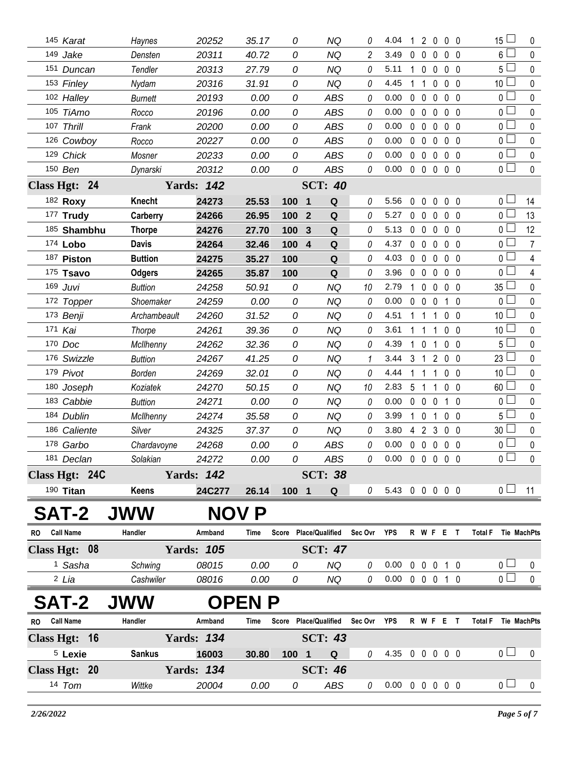| RO | Call Name | Handler | Armband | Time | Score | Place/Qualified | Sec Ovr | YPS | R | W | F | E | T | Total F | Tie | MachPts |
|---|---|---|---|---|---|---|---|---|---|---|---|---|---|---|---|---|
| 145 | *Karat* | *Haynes* | *20252* | *35.17* | *0* | *NQ* | *0* | 4.04 | 1 | 2 | 0 | 0 | 0 | 15 | | 0 |
| 149 | *Jake* | *Densten* | *20311* | *40.72* | *0* | *NQ* | *2* | 3.49 | 0 | 0 | 0 | 0 | 0 | 6 | | 0 |
| 151 | *Duncan* | *Tendler* | *20313* | *27.79* | *0* | *NQ* | *0* | 5.11 | 1 | 0 | 0 | 0 | 0 | 5 | | 0 |
| 153 | *Finley* | *Nydam* | *20316* | *31.91* | *0* | *NQ* | *0* | 4.45 | 1 | 1 | 0 | 0 | 0 | 10 | | 0 |
| 102 | *Halley* | *Burnett* | *20193* | *0.00* | *0* | *ABS* | *0* | 0.00 | 0 | 0 | 0 | 0 | 0 | 0 | | 0 |
| 105 | *TiAmo* | *Rocco* | *20196* | *0.00* | *0* | *ABS* | *0* | 0.00 | 0 | 0 | 0 | 0 | 0 | 0 | | 0 |
| 107 | *Thrill* | *Frank* | *20200* | *0.00* | *0* | *ABS* | *0* | 0.00 | 0 | 0 | 0 | 0 | 0 | 0 | | 0 |
| 126 | *Cowboy* | *Rocco* | *20227* | *0.00* | *0* | *ABS* | *0* | 0.00 | 0 | 0 | 0 | 0 | 0 | 0 | | 0 |
| 129 | *Chick* | *Mosner* | *20233* | *0.00* | *0* | *ABS* | *0* | 0.00 | 0 | 0 | 0 | 0 | 0 | 0 | | 0 |
| 150 | *Ben* | *Dynarski* | *20312* | *0.00* | *0* | *ABS* | *0* | 0.00 | 0 | 0 | 0 | 0 | 0 | 0 | | 0 |
| **Class Hgt: 24** | | **Yards: 142** | | | | **SCT: 40** | | | | | | | | | | |
| 182 | **Roxy** | **Knecht** | **24273** | **25.53** | **100** | **1 Q** | *0* | 5.56 | 0 | 0 | 0 | 0 | 0 | 0 | | 14 |
| 177 | **Trudy** | **Carberry** | **24266** | **26.95** | **100** | **2 Q** | *0* | 5.27 | 0 | 0 | 0 | 0 | 0 | 0 | | 13 |
| 185 | **Shambhu** | **Thorpe** | **24276** | **27.70** | **100** | **3 Q** | *0* | 5.13 | 0 | 0 | 0 | 0 | 0 | 0 | | 12 |
| 174 | **Lobo** | **Davis** | **24264** | **32.46** | **100** | **4 Q** | *0* | 4.37 | 0 | 0 | 0 | 0 | 0 | 0 | | 7 |
| 187 | **Piston** | **Buttion** | **24275** | **35.27** | **100** | **Q** | *0* | 4.03 | 0 | 0 | 0 | 0 | 0 | 0 | | 4 |
| 175 | **Tsavo** | **Odgers** | **24265** | **35.87** | **100** | **Q** | *0* | 3.96 | 0 | 0 | 0 | 0 | 0 | 0 | | 4 |
| 169 | *Juvi* | *Buttion* | *24258* | *50.91* | *0* | *NQ* | *10* | 2.79 | 1 | 0 | 0 | 0 | 0 | 35 | | 0 |
| 172 | *Topper* | *Shoemaker* | *24259* | *0.00* | *0* | *NQ* | *0* | 0.00 | 0 | 0 | 0 | 1 | 0 | 0 | | 0 |
| 173 | *Benji* | *Archambeault* | *24260* | *31.52* | *0* | *NQ* | *0* | 4.51 | 1 | 1 | 1 | 0 | 0 | 10 | | 0 |
| 171 | *Kai* | *Thorpe* | *24261* | *39.36* | *0* | *NQ* | *0* | 3.61 | 1 | 1 | 1 | 0 | 0 | 10 | | 0 |
| 170 | *Doc* | *McIlhenny* | *24262* | *32.36* | *0* | *NQ* | *0* | 4.39 | 1 | 0 | 1 | 0 | 0 | 5 | | 0 |
| 176 | *Swizzle* | *Buttion* | *24267* | *41.25* | *0* | *NQ* | *1* | 3.44 | 3 | 1 | 2 | 0 | 0 | 23 | | 0 |
| 179 | *Pivot* | *Borden* | *24269* | *32.01* | *0* | *NQ* | *0* | 4.44 | 1 | 1 | 1 | 0 | 0 | 10 | | 0 |
| 180 | *Joseph* | *Koziatek* | *24270* | *50.15* | *0* | *NQ* | *10* | 2.83 | 5 | 1 | 1 | 0 | 0 | 60 | | 0 |
| 183 | *Cabbie* | *Buttion* | *24271* | *0.00* | *0* | *NQ* | *0* | 0.00 | 0 | 0 | 0 | 1 | 0 | 0 | | 0 |
| 184 | *Dublin* | *McIlhenny* | *24274* | *35.58* | *0* | *NQ* | *0* | 3.99 | 1 | 0 | 1 | 0 | 0 | 5 | | 0 |
| 186 | *Caliente* | *Silver* | *24325* | *37.37* | *0* | *NQ* | *0* | 3.80 | 4 | 2 | 3 | 0 | 0 | 30 | | 0 |
| 178 | *Garbo* | *Chardavoyne* | *24268* | *0.00* | *0* | *ABS* | *0* | 0.00 | 0 | 0 | 0 | 0 | 0 | 0 | | 0 |
| 181 | *Declan* | *Solakian* | *24272* | *0.00* | *0* | *ABS* | *0* | 0.00 | 0 | 0 | 0 | 0 | 0 | 0 | | 0 |
| **Class Hgt: 24C** | | **Yards: 142** | | | | **SCT: 38** | | | | | | | | | | |
| 190 | **Titan** | **Keens** | **24C277** | **26.14** | **100** | **1 Q** | *0* | 5.43 | 0 | 0 | 0 | 0 | 0 | 0 | | 11 |

# SAT-2 JWW NOV P

| RO | Call Name | Handler | Armband | Time | Score | Place/Qualified | Sec Ovr | YPS | R | W | F | E | T | Total F | Tie | MachPts |
|---|---|---|---|---|---|---|---|---|---|---|---|---|---|---|---|---|
| **Class Hgt: 08** | | **Yards: 105** | | | | **SCT: 47** | | | | | | | | | | |
| 1 | *Sasha* | *Schwing* | *08015* | *0.00* | *0* | *NQ* | *0* | 0.00 | 0 | 0 | 0 | 1 | 0 | 0 | | 0 |
| 2 | *Lia* | *Cashwiler* | *08016* | *0.00* | *0* | *NQ* | *0* | 0.00 | 0 | 0 | 0 | 1 | 0 | 0 | | 0 |

# SAT-2 JWW OPEN P

| RO | Call Name | Handler | Armband | Time | Score | Place/Qualified | Sec Ovr | YPS | R | W | F | E | T | Total F | Tie | MachPts |
|---|---|---|---|---|---|---|---|---|---|---|---|---|---|---|---|---|
| **Class Hgt: 16** | | **Yards: 134** | | | | **SCT: 43** | | | | | | | | | | |
| 5 | **Lexie** | **Sankus** | **16003** | **30.80** | **100** | **1 Q** | *0* | 4.35 | 0 | 0 | 0 | 0 | 0 | 0 | | 0 |
| **Class Hgt: 20** | | **Yards: 134** | | | | **SCT: 46** | | | | | | | | | | |
| 14 | *Tom* | *Wittke* | *20004* | *0.00* | *0* | *ABS* | *0* | 0.00 | 0 | 0 | 0 | 0 | 0 | 0 | | 0 |

*2/26/2022*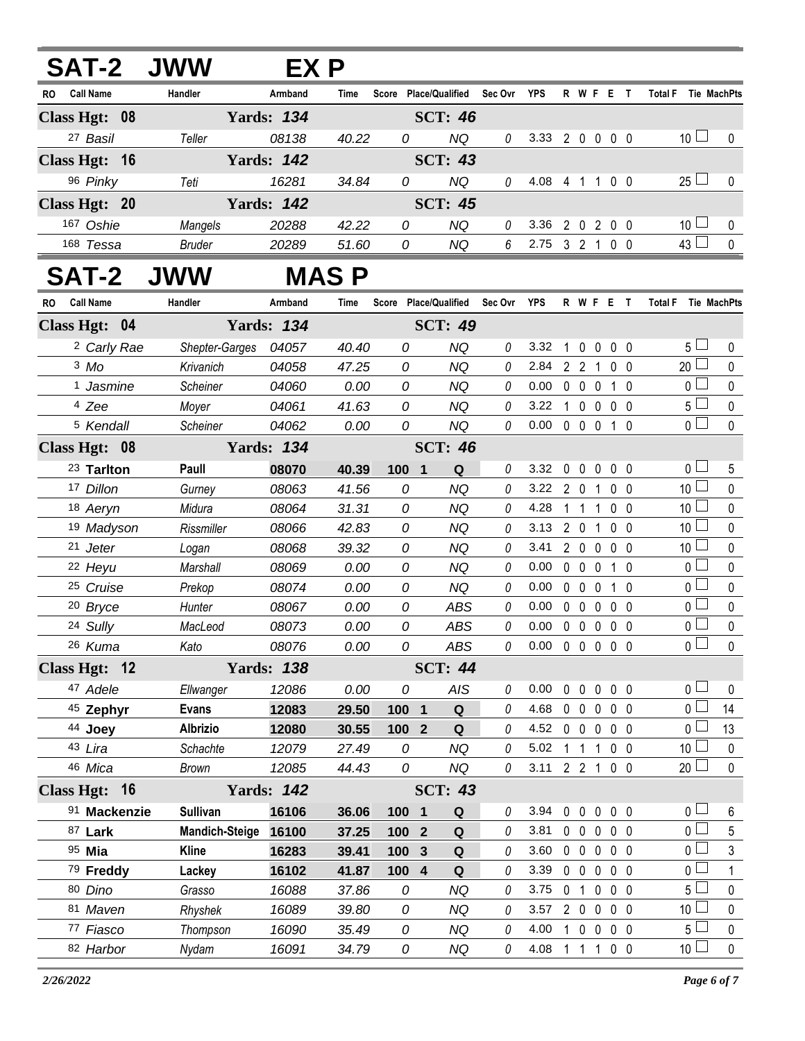## SAT-2 JWW EX P

| RO | Call Name | Handler | Armband | Time | Score | Place/Qualified | Sec Ovr | YPS | R | W | F | E | T | Total F | Tie | MachPts |
|---|---|---|---|---|---|---|---|---|---|---|---|---|---|---|---|---|
| **Class Hgt: 08** | | **Yards: 134** | | | | **SCT: 46** | | | | | | | | | | |
| 27 | *Basil* | *Teller* | *08138* | *40.22* | *0* | *NQ* | *0* | 3.33 | 2 | 0 | 0 | 0 | 0 | 10 | ☐ | 0 |
| **Class Hgt: 16** | | **Yards: 142** | | | | **SCT: 43** | | | | | | | | | | |
| 96 | *Pinky* | *Teti* | *16281* | *34.84* | *0* | *NQ* | *0* | 4.08 | 4 | 1 | 1 | 0 | 0 | 25 | ☐ | 0 |
| **Class Hgt: 20** | | **Yards: 142** | | | | **SCT: 45** | | | | | | | | | | |
| 167 | *Oshie* | *Mangels* | *20288* | *42.22* | *0* | *NQ* | *0* | 3.36 | 2 | 0 | 2 | 0 | 0 | 10 | ☐ | 0 |
| 168 | *Tessa* | *Bruder* | *20289* | *51.60* | *0* | *NQ* | *6* | 2.75 | 3 | 2 | 1 | 0 | 0 | 43 | ☐ | 0 |

## SAT-2 JWW MAS P

| RO | Call Name | Handler | Armband | Time | Score | Place/Qualified | Sec Ovr | YPS | R | W | F | E | T | Total F | Tie | MachPts |
|---|---|---|---|---|---|---|---|---|---|---|---|---|---|---|---|---|
| **Class Hgt: 04** | | **Yards: 134** | | | | **SCT: 49** | | | | | | | | | | |
| 2 | *Carly Rae* | *Shepter-Garges* | *04057* | *40.40* | *0* | *NQ* | *0* | 3.32 | 1 | 0 | 0 | 0 | 0 | 5 | ☐ | 0 |
| 3 | *Mo* | *Krivanich* | *04058* | *47.25* | *0* | *NQ* | *0* | 2.84 | 2 | 2 | 1 | 0 | 0 | 20 | ☐ | 0 |
| 1 | *Jasmine* | *Scheiner* | *04060* | *0.00* | *0* | *NQ* | *0* | 0.00 | 0 | 0 | 0 | 1 | 0 | 0 | ☐ | 0 |
| 4 | *Zee* | *Moyer* | *04061* | *41.63* | *0* | *NQ* | *0* | 3.22 | 1 | 0 | 0 | 0 | 0 | 5 | ☐ | 0 |
| 5 | *Kendall* | *Scheiner* | *04062* | *0.00* | *0* | *NQ* | *0* | 0.00 | 0 | 0 | 0 | 1 | 0 | 0 | ☐ | 0 |
| **Class Hgt: 08** | | **Yards: 134** | | | | **SCT: 46** | | | | | | | | | | |
| 23 | **Tarlton** | **Paull** | **08070** | **40.39** | **100** | **1 Q** | *0* | 3.32 | 0 | 0 | 0 | 0 | 0 | 0 | ☐ | 5 |
| 17 | *Dillon* | *Gurney* | *08063* | *41.56* | *0* | *NQ* | *0* | 3.22 | 2 | 0 | 1 | 0 | 0 | 10 | ☐ | 0 |
| 18 | *Aeryn* | *Midura* | *08064* | *31.31* | *0* | *NQ* | *0* | 4.28 | 1 | 1 | 1 | 0 | 0 | 10 | ☐ | 0 |
| 19 | *Madyson* | *Rissmiller* | *08066* | *42.83* | *0* | *NQ* | *0* | 3.13 | 2 | 0 | 1 | 0 | 0 | 10 | ☐ | 0 |
| 21 | *Jeter* | *Logan* | *08068* | *39.32* | *0* | *NQ* | *0* | 3.41 | 2 | 0 | 0 | 0 | 0 | 10 | ☐ | 0 |
| 22 | *Heyu* | *Marshall* | *08069* | *0.00* | *0* | *NQ* | *0* | 0.00 | 0 | 0 | 0 | 1 | 0 | 0 | ☐ | 0 |
| 25 | *Cruise* | *Prekop* | *08074* | *0.00* | *0* | *NQ* | *0* | 0.00 | 0 | 0 | 0 | 1 | 0 | 0 | ☐ | 0 |
| 20 | *Bryce* | *Hunter* | *08067* | *0.00* | *0* | *ABS* | *0* | 0.00 | 0 | 0 | 0 | 0 | 0 | 0 | ☐ | 0 |
| 24 | *Sully* | *MacLeod* | *08073* | *0.00* | *0* | *ABS* | *0* | 0.00 | 0 | 0 | 0 | 0 | 0 | 0 | ☐ | 0 |
| 26 | *Kuma* | *Kato* | *08076* | *0.00* | *0* | *ABS* | *0* | 0.00 | 0 | 0 | 0 | 0 | 0 | 0 | ☐ | 0 |
| **Class Hgt: 12** | | **Yards: 138** | | | | **SCT: 44** | | | | | | | | | | |
| 47 | *Adele* | *Ellwanger* | *12086* | *0.00* | *0* | *AIS* | *0* | 0.00 | 0 | 0 | 0 | 0 | 0 | 0 | ☐ | 0 |
| 45 | **Zephyr** | **Evans** | **12083** | **29.50** | **100** | **1 Q** | *0* | 4.68 | 0 | 0 | 0 | 0 | 0 | 0 | ☐ | 14 |
| 44 | **Joey** | **Albrizio** | **12080** | **30.55** | **100** | **2 Q** | *0* | 4.52 | 0 | 0 | 0 | 0 | 0 | 0 | ☐ | 13 |
| 43 | *Lira* | *Schachte* | *12079* | *27.49* | *0* | *NQ* | *0* | 5.02 | 1 | 1 | 1 | 0 | 0 | 10 | ☐ | 0 |
| 46 | *Mica* | *Brown* | *12085* | *44.43* | *0* | *NQ* | *0* | 3.11 | 2 | 2 | 1 | 0 | 0 | 20 | ☐ | 0 |
| **Class Hgt: 16** | | **Yards: 142** | | | | **SCT: 43** | | | | | | | | | | |
| 91 | **Mackenzie** | **Sullivan** | **16106** | **36.06** | **100** | **1 Q** | *0* | 3.94 | 0 | 0 | 0 | 0 | 0 | 0 | ☐ | 6 |
| 87 | **Lark** | **Mandich-Steige** | **16100** | **37.25** | **100** | **2 Q** | *0* | 3.81 | 0 | 0 | 0 | 0 | 0 | 0 | ☐ | 5 |
| 95 | **Mia** | **Kline** | **16283** | **39.41** | **100** | **3 Q** | *0* | 3.60 | 0 | 0 | 0 | 0 | 0 | 0 | ☐ | 3 |
| 79 | **Freddy** | **Lackey** | **16102** | **41.87** | **100** | **4 Q** | *0* | 3.39 | 0 | 0 | 0 | 0 | 0 | 0 | ☐ | 1 |
| 80 | *Dino* | *Grasso* | *16088* | *37.86* | *0* | *NQ* | *0* | 3.75 | 0 | 1 | 0 | 0 | 0 | 5 | ☐ | 0 |
| 81 | *Maven* | *Rhyshek* | *16089* | *39.80* | *0* | *NQ* | *0* | 3.57 | 2 | 0 | 0 | 0 | 0 | 10 | ☐ | 0 |
| 77 | *Fiasco* | *Thompson* | *16090* | *35.49* | *0* | *NQ* | *0* | 4.00 | 1 | 0 | 0 | 0 | 0 | 5 | ☐ | 0 |
| 82 | *Harbor* | *Nydam* | *16091* | *34.79* | *0* | *NQ* | *0* | 4.08 | 1 | 1 | 1 | 0 | 0 | 10 | ☐ | 0 |

*2/26/2022*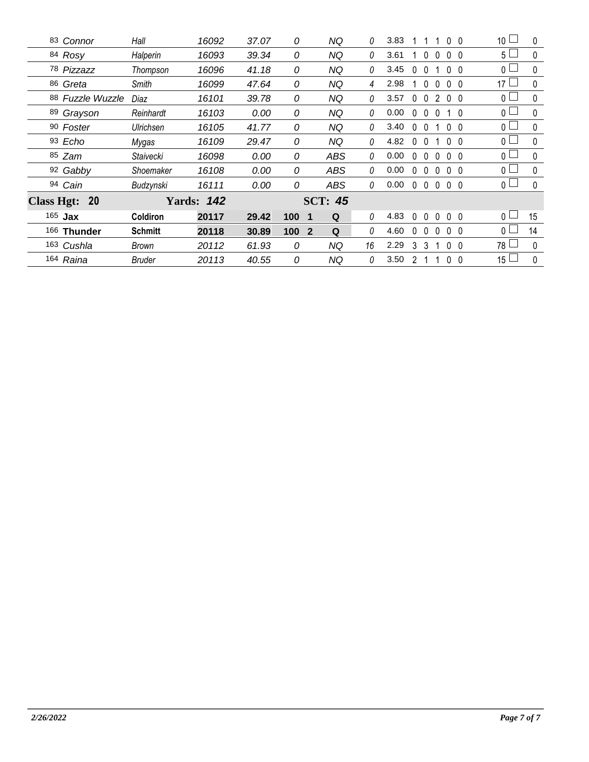| | | | | | | | | | | | |
|---|---|---|---|---|---|---|---|---|---|---|---|
| 83 Connor | Hall | 16092 | 37.07 | 0 | | NQ | 0 | 3.83 | 1 1 1 0 0 | 10 | 0 |
| 84 Rosy | Halperin | 16093 | 39.34 | 0 | | NQ | 0 | 3.61 | 1 0 0 0 0 | 5 | 0 |
| 78 Pizzazz | Thompson | 16096 | 41.18 | 0 | | NQ | 0 | 3.45 | 0 0 1 0 0 | 0 | 0 |
| 86 Greta | Smith | 16099 | 47.64 | 0 | | NQ | 4 | 2.98 | 1 0 0 0 0 | 17 | 0 |
| 88 Fuzzle Wuzzle | Diaz | 16101 | 39.78 | 0 | | NQ | 0 | 3.57 | 0 0 2 0 0 | 0 | 0 |
| 89 Grayson | Reinhardt | 16103 | 0.00 | 0 | | NQ | 0 | 0.00 | 0 0 0 1 0 | 0 | 0 |
| 90 Foster | Ulrichsen | 16105 | 41.77 | 0 | | NQ | 0 | 3.40 | 0 0 1 0 0 | 0 | 0 |
| 93 Echo | Mygas | 16109 | 29.47 | 0 | | NQ | 0 | 4.82 | 0 0 1 0 0 | 0 | 0 |
| 85 Zam | Staivecki | 16098 | 0.00 | 0 | | ABS | 0 | 0.00 | 0 0 0 0 0 | 0 | 0 |
| 92 Gabby | Shoemaker | 16108 | 0.00 | 0 | | ABS | 0 | 0.00 | 0 0 0 0 0 | 0 | 0 |
| 94 Cain | Budzynski | 16111 | 0.00 | 0 | | ABS | 0 | 0.00 | 0 0 0 0 0 | 0 | 0 |
| **Class Hgt: 20** | | **Yards: 142** | | | | **SCT: 45** | | | | | |
| 165 **Jax** | **Coldiron** | **20117** | **29.42** | **100** | **1** | **Q** | 0 | 4.83 | 0 0 0 0 0 | 0 | 15 |
| 166 **Thunder** | **Schmitt** | **20118** | **30.89** | **100** | **2** | **Q** | 0 | 4.60 | 0 0 0 0 0 | 0 | 14 |
| 163 Cushla | Brown | 20112 | 61.93 | 0 | | NQ | 16 | 2.29 | 3 3 1 0 0 | 78 | 0 |
| 164 Raina | Bruder | 20113 | 40.55 | 0 | | NQ | 0 | 3.50 | 2 1 1 0 0 | 15 | 0 |

*2/26/2022*